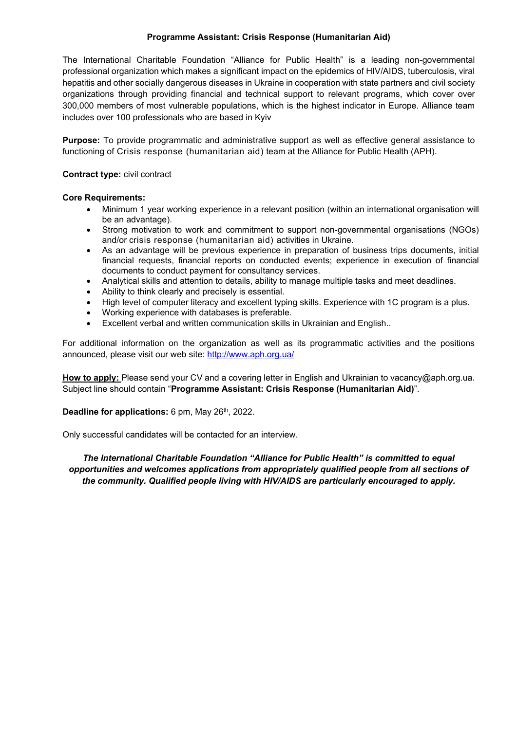# Programme Assistant: Crisis Response (Humanitarian Aid)

The International Charitable Foundation "Alliance for Public Health" is a leading non-governmental professional organization which makes a significant impact on the epidemics of HIV/AIDS, tuberculosis, viral hepatitis and other socially dangerous diseases in Ukraine in cooperation with state partners and civil society organizations through providing financial and technical support to relevant programs, which cover over 300,000 members of most vulnerable populations, which is the highest indicator in Europe. Alliance team includes over 100 professionals who are based in Kyiv

**Purpose:** To provide programmatic and administrative support as well as effective general assistance to functioning of Crisis response (humanitarian aid) team at the Alliance for Public Health (APH).

**Contract type:** civil contract

**Core Requirements:**

- Minimum 1 year working experience in a relevant position (within an international organisation will be an advantage).
- Strong motivation to work and commitment to support non-governmental organisations (NGOs) and/or crisis response (humanitarian aid) activities in Ukraine.
- As an advantage will be previous experience in preparation of business trips documents, initial financial requests, financial reports on conducted events; experience in execution of financial documents to conduct payment for consultancy services.
- Analytical skills and attention to details, ability to manage multiple tasks and meet deadlines.
- Ability to think clearly and precisely is essential.
- High level of computer literacy and excellent typing skills. Experience with 1C program is a plus.
- Working experience with databases is preferable.
- Excellent verbal and written communication skills in Ukrainian and English..

For additional information on the organization as well as its programmatic activities and the positions announced, please visit our web site: http://www.aph.org.ua/

**How to apply:** Please send your CV and a covering letter in English and Ukrainian to vacancy@aph.org.ua. Subject line should contain "**Programme Assistant: Crisis Response (Humanitarian Aid)**".

**Deadline for applications:** 6 pm, May 26th, 2022.

Only successful candidates will be contacted for an interview.

***The International Charitable Foundation "Alliance for Public Health" is committed to equal opportunities and welcomes applications from appropriately qualified people from all sections of the community. Qualified people living with HIV/AIDS are particularly encouraged to apply.***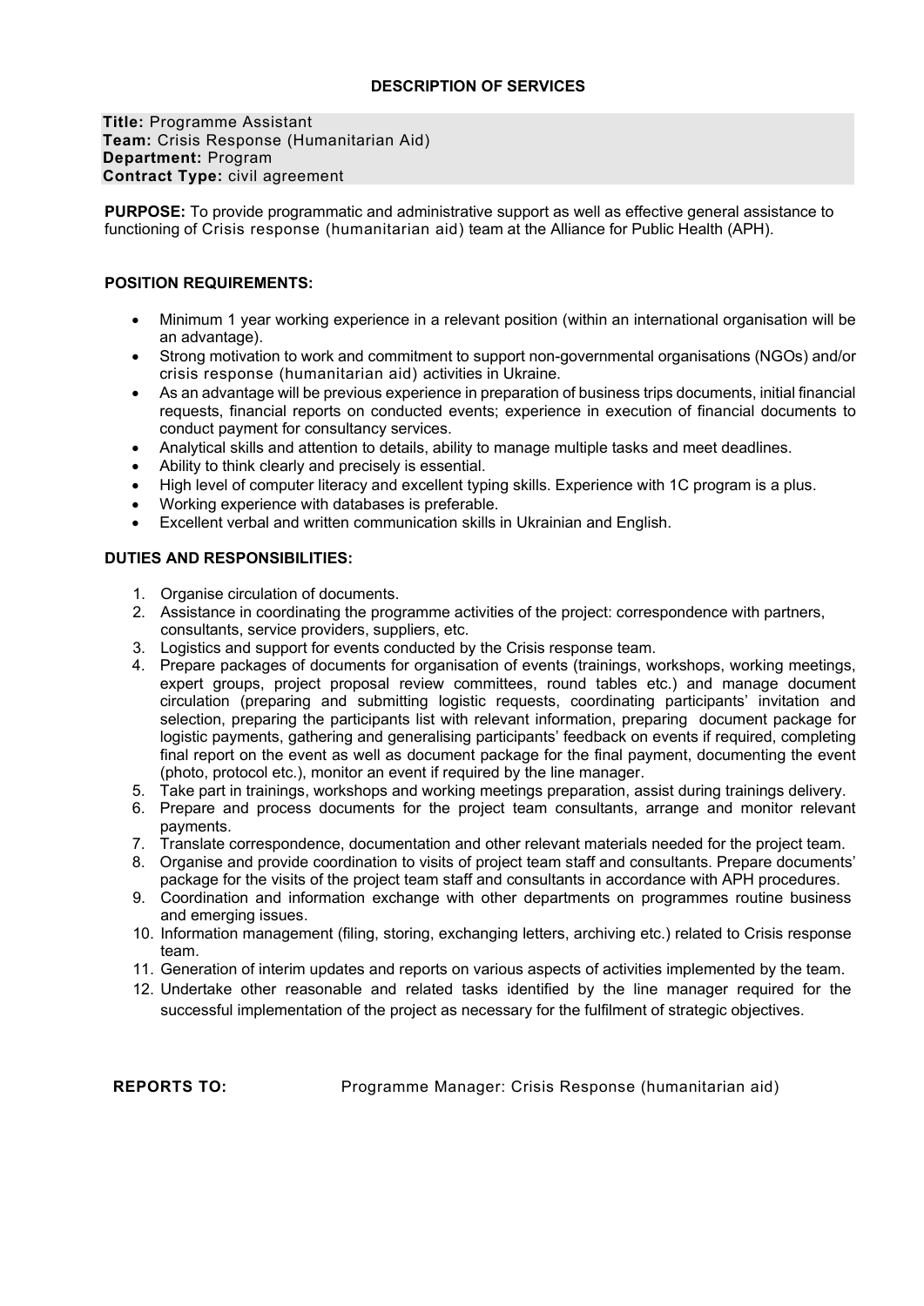## DESCRIPTION OF SERVICES

**Title:** Programme Assistant
**Team:** Crisis Response (Humanitarian Aid)
**Department:** Program
**Contract Type:** civil agreement

**PURPOSE:** To provide programmatic and administrative support as well as effective general assistance to functioning of Crisis response (humanitarian aid) team at the Alliance for Public Health (APH).

### POSITION REQUIREMENTS:

- Minimum 1 year working experience in a relevant position (within an international organisation will be an advantage).
- Strong motivation to work and commitment to support non-governmental organisations (NGOs) and/or crisis response (humanitarian aid) activities in Ukraine.
- As an advantage will be previous experience in preparation of business trips documents, initial financial requests, financial reports on conducted events; experience in execution of financial documents to conduct payment for consultancy services.
- Analytical skills and attention to details, ability to manage multiple tasks and meet deadlines.
- Ability to think clearly and precisely is essential.
- High level of computer literacy and excellent typing skills. Experience with 1C program is a plus.
- Working experience with databases is preferable.
- Excellent verbal and written communication skills in Ukrainian and English.

### DUTIES AND RESPONSIBILITIES:

1. Organise circulation of documents.
2. Assistance in coordinating the programme activities of the project: correspondence with partners, consultants, service providers, suppliers, etc.
3. Logistics and support for events conducted by the Crisis response team.
4. Prepare packages of documents for organisation of events (trainings, workshops, working meetings, expert groups, project proposal review committees, round tables etc.) and manage document circulation (preparing and submitting logistic requests, coordinating participants' invitation and selection, preparing the participants list with relevant information, preparing document package for logistic payments, gathering and generalising participants' feedback on events if required, completing final report on the event as well as document package for the final payment, documenting the event (photo, protocol etc.), monitor an event if required by the line manager.
5. Take part in trainings, workshops and working meetings preparation, assist during trainings delivery.
6. Prepare and process documents for the project team consultants, arrange and monitor relevant payments.
7. Translate correspondence, documentation and other relevant materials needed for the project team.
8. Organise and provide coordination to visits of project team staff and consultants. Prepare documents' package for the visits of the project team staff and consultants in accordance with APH procedures.
9. Coordination and information exchange with other departments on programmes routine business and emerging issues.
10. Information management (filing, storing, exchanging letters, archiving etc.) related to Crisis response team.
11. Generation of interim updates and reports on various aspects of activities implemented by the team.
12. Undertake other reasonable and related tasks identified by the line manager required for the successful implementation of the project as necessary for the fulfilment of strategic objectives.

**REPORTS TO:** Programme Manager: Crisis Response (humanitarian aid)